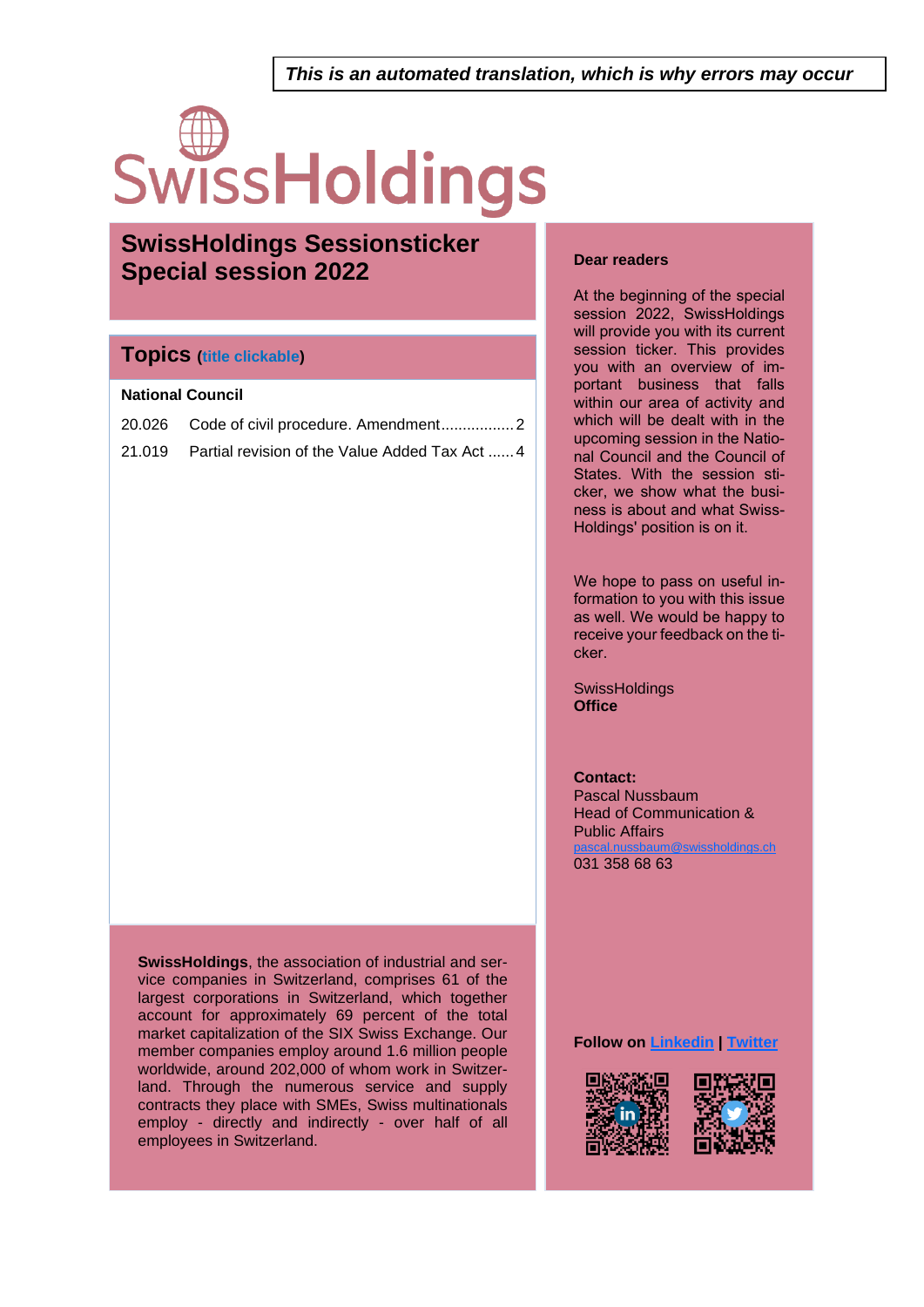***This is an automated translation, which is why errors may occur***

SwissHoldings

# SwissHoldings Sessionsticker Special session 2022

## Topics (title clickable)

**National Council**

| | | |
|---|---|---|
| 20.026 | Code of civil procedure. Amendment | 2 |
| 21.019 | Partial revision of the Value Added Tax Act | 4 |

**SwissHoldings**, the association of industrial and service companies in Switzerland, comprises 61 of the largest corporations in Switzerland, which together account for approximately 69 percent of the total market capitalization of the SIX Swiss Exchange. Our member companies employ around 1.6 million people worldwide, around 202,000 of whom work in Switzerland. Through the numerous service and supply contracts they place with SMEs, Swiss multinationals employ - directly and indirectly - over half of all employees in Switzerland.

**Dear readers**

At the beginning of the special session 2022, SwissHoldings will provide you with its current session ticker. This provides you with an overview of important business that falls within our area of activity and which will be dealt with in the upcoming session in the National Council and the Council of States. With the session sticker, we show what the business is about and what SwissHoldings' position is on it.

We hope to pass on useful information to you with this issue as well. We would be happy to receive your feedback on the ticker.

SwissHoldings
**Office**

**Contact:**
Pascal Nussbaum
Head of Communication & Public Affairs
pascal.nussbaum@swissholdings.ch
031 358 68 63

**Follow on Linkedin | Twitter**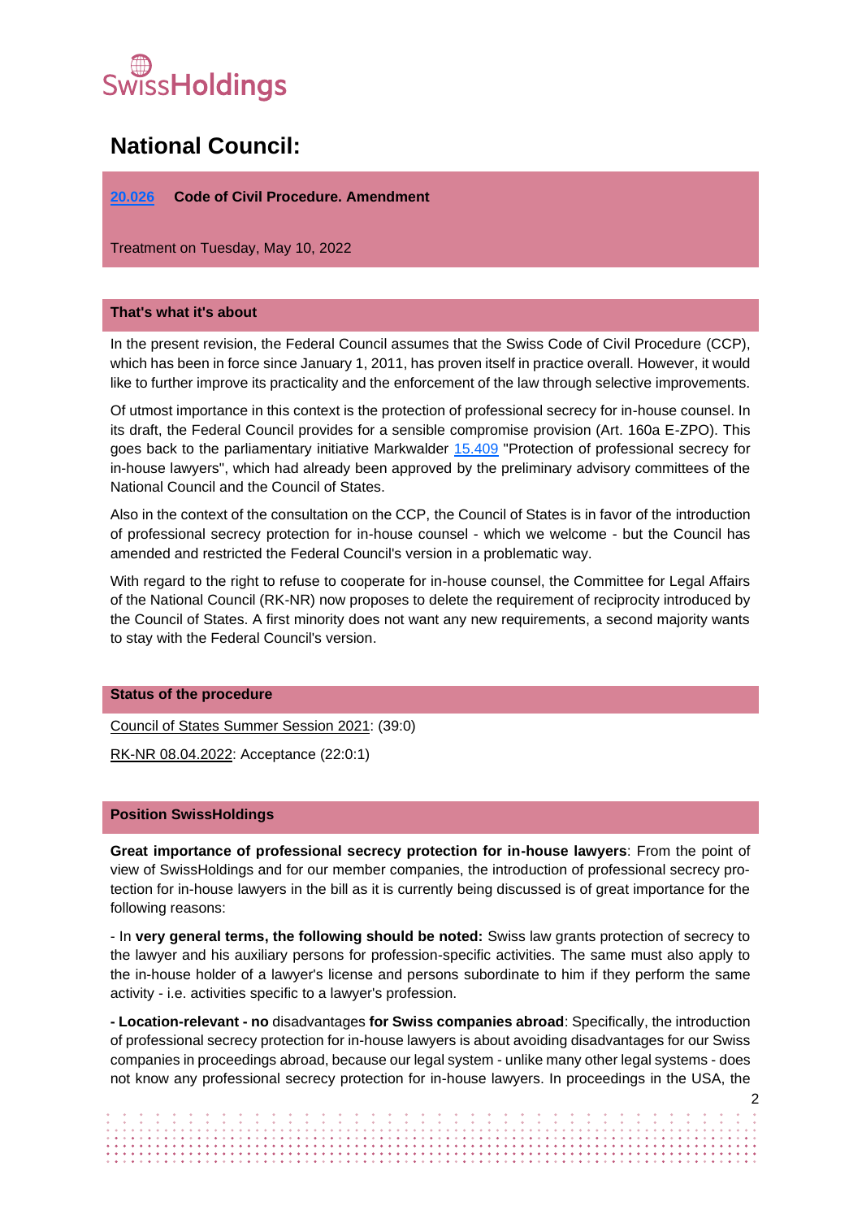SwissHoldings

# National Council:

**20.026 Code of Civil Procedure. Amendment**

Treatment on Tuesday, May 10, 2022

### That's what it's about

In the present revision, the Federal Council assumes that the Swiss Code of Civil Procedure (CCP), which has been in force since January 1, 2011, has proven itself in practice overall. However, it would like to further improve its practicality and the enforcement of the law through selective improvements.

Of utmost importance in this context is the protection of professional secrecy for in-house counsel. In its draft, the Federal Council provides for a sensible compromise provision (Art. 160a E-ZPO). This goes back to the parliamentary initiative Markwalder 15.409 "Protection of professional secrecy for in-house lawyers", which had already been approved by the preliminary advisory committees of the National Council and the Council of States.

Also in the context of the consultation on the CCP, the Council of States is in favor of the introduction of professional secrecy protection for in-house counsel - which we welcome - but the Council has amended and restricted the Federal Council's version in a problematic way.

With regard to the right to refuse to cooperate for in-house counsel, the Committee for Legal Affairs of the National Council (RK-NR) now proposes to delete the requirement of reciprocity introduced by the Council of States. A first minority does not want any new requirements, a second majority wants to stay with the Federal Council's version.

### Status of the procedure

Council of States Summer Session 2021: (39:0)

RK-NR 08.04.2022: Acceptance (22:0:1)

### Position SwissHoldings

**Great importance of professional secrecy protection for in-house lawyers**: From the point of view of SwissHoldings and for our member companies, the introduction of professional secrecy protection for in-house lawyers in the bill as it is currently being discussed is of great importance for the following reasons:

- In **very general terms, the following should be noted:** Swiss law grants protection of secrecy to the lawyer and his auxiliary persons for profession-specific activities. The same must also apply to the in-house holder of a lawyer's license and persons subordinate to him if they perform the same activity - i.e. activities specific to a lawyer's profession.

**- Location-relevant - no** disadvantages **for Swiss companies abroad**: Specifically, the introduction of professional secrecy protection for in-house lawyers is about avoiding disadvantages for our Swiss companies in proceedings abroad, because our legal system - unlike many other legal systems - does not know any professional secrecy protection for in-house lawyers. In proceedings in the USA, the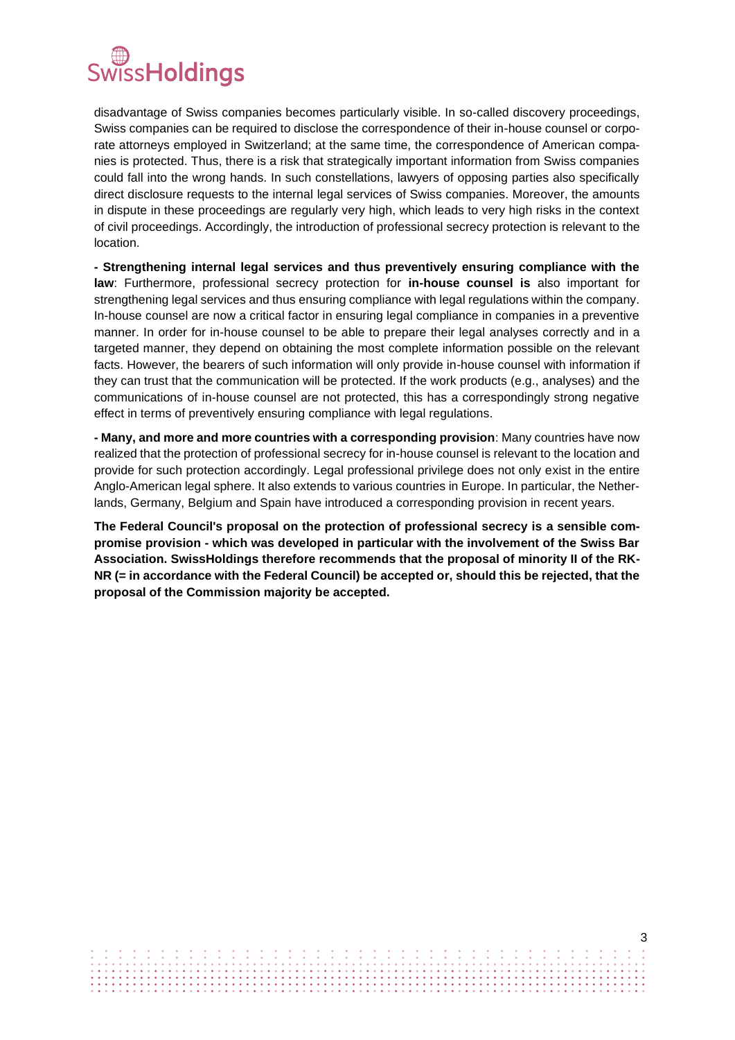disadvantage of Swiss companies becomes particularly visible. In so-called discovery proceedings, Swiss companies can be required to disclose the correspondence of their in-house counsel or corporate attorneys employed in Switzerland; at the same time, the correspondence of American companies is protected. Thus, there is a risk that strategically important information from Swiss companies could fall into the wrong hands. In such constellations, lawyers of opposing parties also specifically direct disclosure requests to the internal legal services of Swiss companies. Moreover, the amounts in dispute in these proceedings are regularly very high, which leads to very high risks in the context of civil proceedings. Accordingly, the introduction of professional secrecy protection is relevant to the location.

**- Strengthening internal legal services and thus preventively ensuring compliance with the law**: Furthermore, professional secrecy protection for **in-house counsel is** also important for strengthening legal services and thus ensuring compliance with legal regulations within the company. In-house counsel are now a critical factor in ensuring legal compliance in companies in a preventive manner. In order for in-house counsel to be able to prepare their legal analyses correctly and in a targeted manner, they depend on obtaining the most complete information possible on the relevant facts. However, the bearers of such information will only provide in-house counsel with information if they can trust that the communication will be protected. If the work products (e.g., analyses) and the communications of in-house counsel are not protected, this has a correspondingly strong negative effect in terms of preventively ensuring compliance with legal regulations.

**- Many, and more and more countries with a corresponding provision**: Many countries have now realized that the protection of professional secrecy for in-house counsel is relevant to the location and provide for such protection accordingly. Legal professional privilege does not only exist in the entire Anglo-American legal sphere. It also extends to various countries in Europe. In particular, the Netherlands, Germany, Belgium and Spain have introduced a corresponding provision in recent years.

**The Federal Council's proposal on the protection of professional secrecy is a sensible compromise provision - which was developed in particular with the involvement of the Swiss Bar Association. SwissHoldings therefore recommends that the proposal of minority II of the RK-NR (= in accordance with the Federal Council) be accepted or, should this be rejected, that the proposal of the Commission majority be accepted.**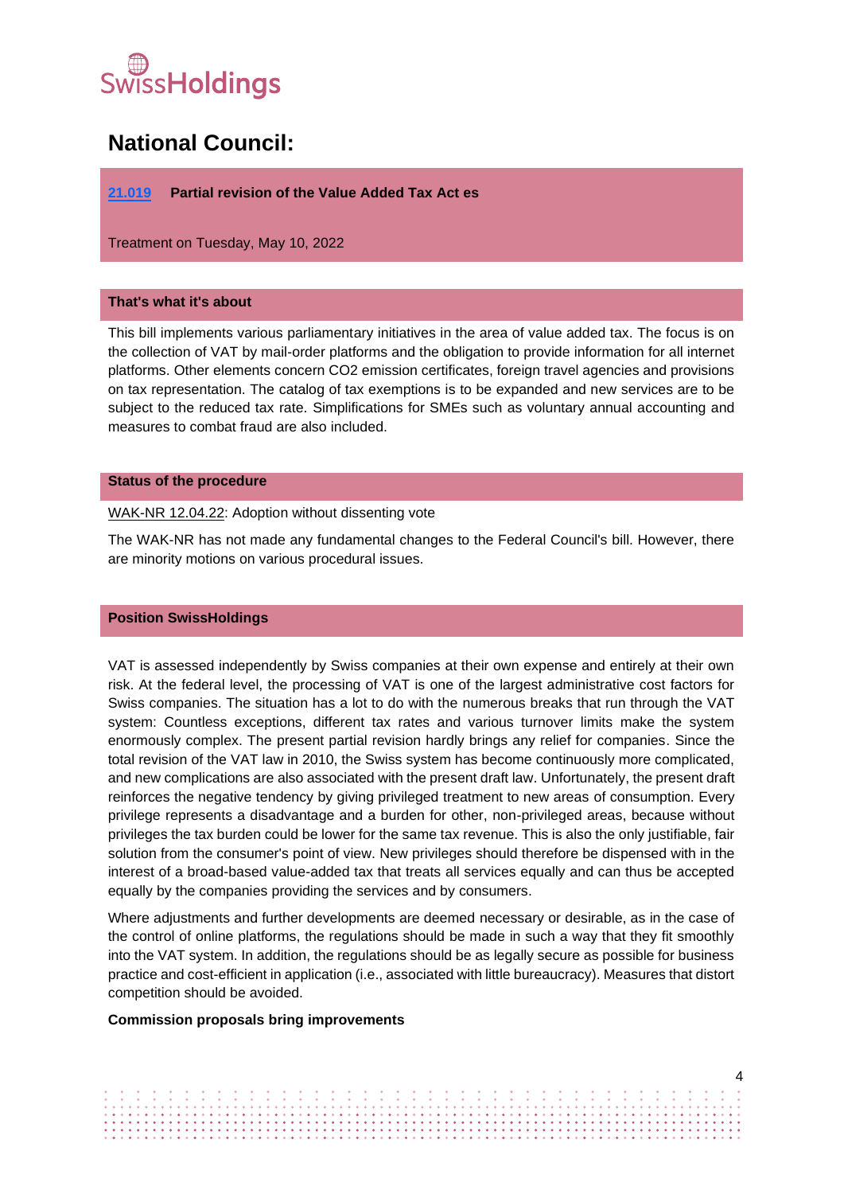## National Council:

**21.019 Partial revision of the Value Added Tax Act es**

Treatment on Tuesday, May 10, 2022

**That's what it's about**

This bill implements various parliamentary initiatives in the area of value added tax. The focus is on the collection of VAT by mail-order platforms and the obligation to provide information for all internet platforms. Other elements concern CO2 emission certificates, foreign travel agencies and provisions on tax representation. The catalog of tax exemptions is to be expanded and new services are to be subject to the reduced tax rate. Simplifications for SMEs such as voluntary annual accounting and measures to combat fraud are also included.

**Status of the procedure**

WAK-NR 12.04.22: Adoption without dissenting vote

The WAK-NR has not made any fundamental changes to the Federal Council's bill. However, there are minority motions on various procedural issues.

**Position SwissHoldings**

VAT is assessed independently by Swiss companies at their own expense and entirely at their own risk. At the federal level, the processing of VAT is one of the largest administrative cost factors for Swiss companies. The situation has a lot to do with the numerous breaks that run through the VAT system: Countless exceptions, different tax rates and various turnover limits make the system enormously complex. The present partial revision hardly brings any relief for companies. Since the total revision of the VAT law in 2010, the Swiss system has become continuously more complicated, and new complications are also associated with the present draft law. Unfortunately, the present draft reinforces the negative tendency by giving privileged treatment to new areas of consumption. Every privilege represents a disadvantage and a burden for other, non-privileged areas, because without privileges the tax burden could be lower for the same tax revenue. This is also the only justifiable, fair solution from the consumer's point of view. New privileges should therefore be dispensed with in the interest of a broad-based value-added tax that treats all services equally and can thus be accepted equally by the companies providing the services and by consumers.

Where adjustments and further developments are deemed necessary or desirable, as in the case of the control of online platforms, the regulations should be made in such a way that they fit smoothly into the VAT system. In addition, the regulations should be as legally secure as possible for business practice and cost-efficient in application (i.e., associated with little bureaucracy). Measures that distort competition should be avoided.

**Commission proposals bring improvements**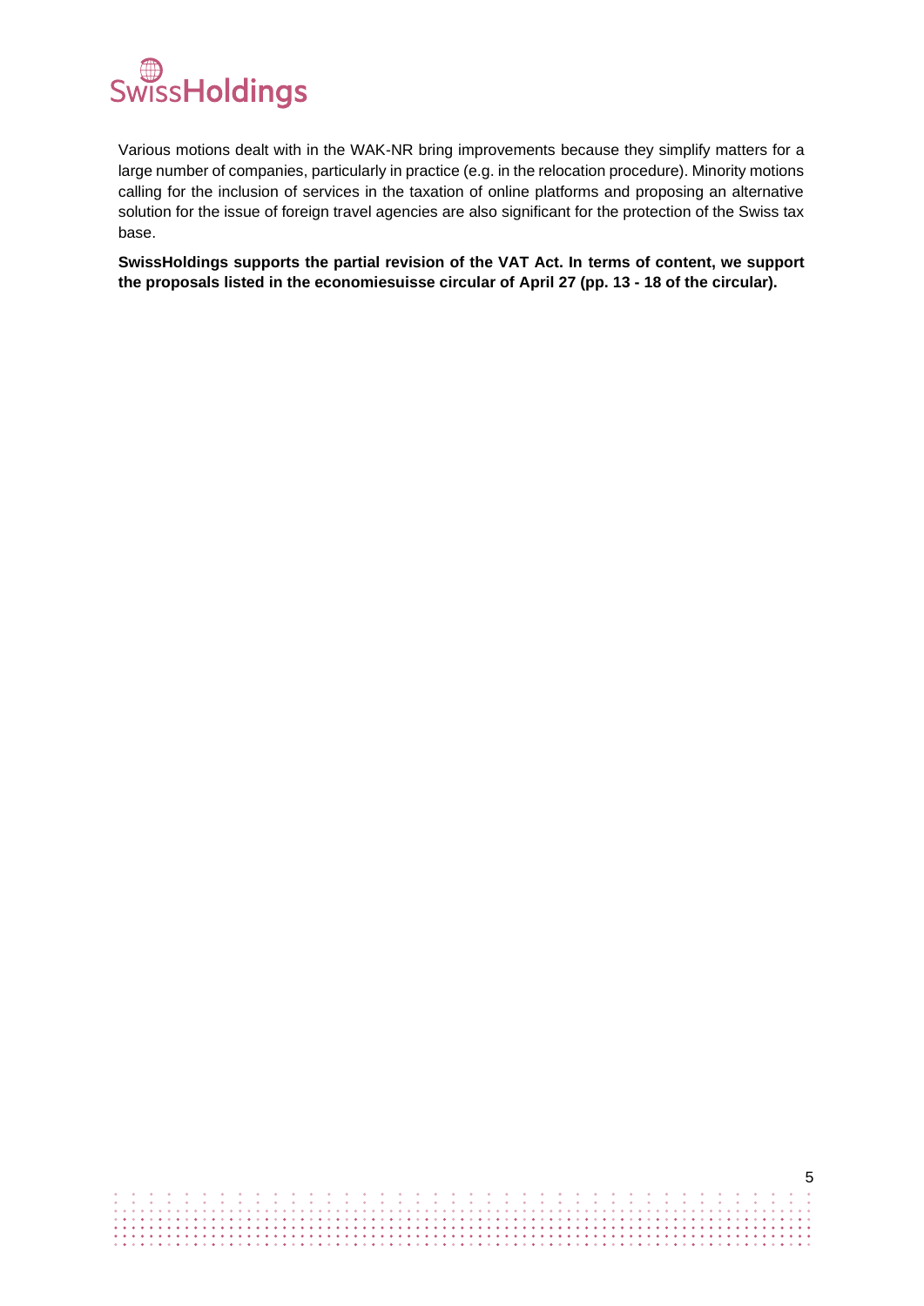Various motions dealt with in the WAK-NR bring improvements because they simplify matters for a large number of companies, particularly in practice (e.g. in the relocation procedure). Minority motions calling for the inclusion of services in the taxation of online platforms and proposing an alternative solution for the issue of foreign travel agencies are also significant for the protection of the Swiss tax base.

**SwissHoldings supports the partial revision of the VAT Act. In terms of content, we support the proposals listed in the economiesuisse circular of April 27 (pp. 13 - 18 of the circular).**